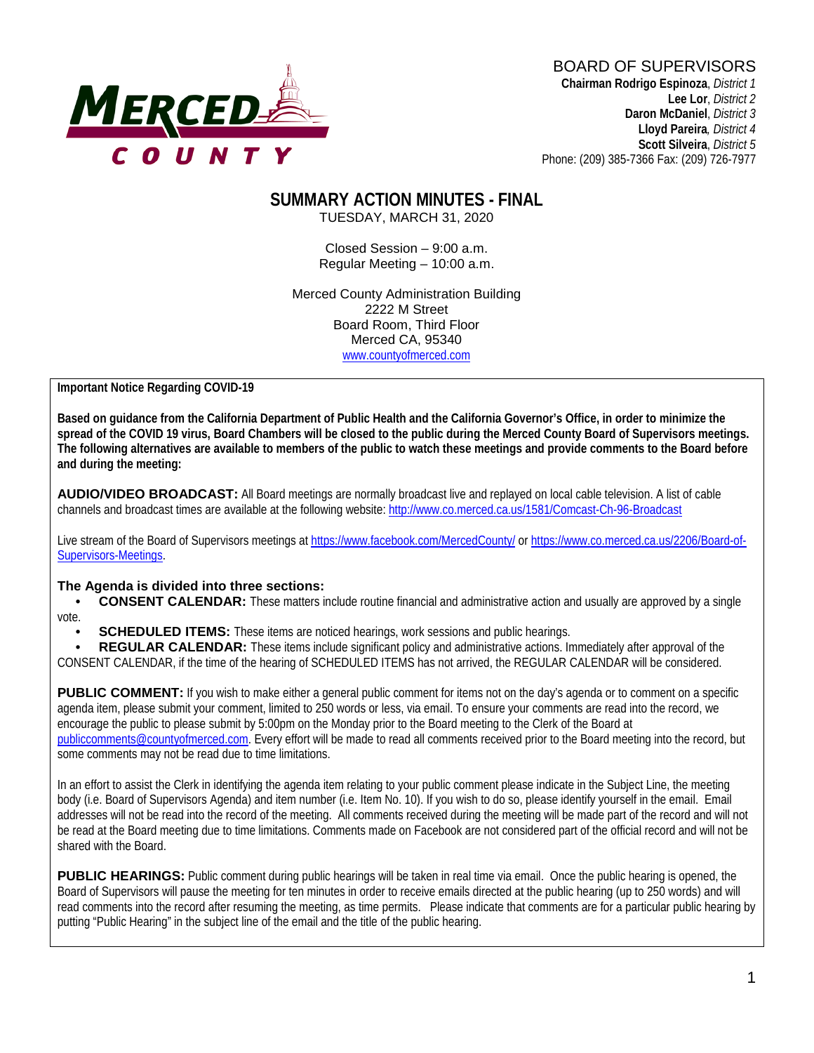MERCED COUNTY

BOARD OF SUPERVISORS
**Chairman Rodrigo Espinoza**, *District 1*
**Lee Lor**, *District 2*
**Daron McDaniel**, *District 3*
**Lloyd Pareira**, *District 4*
**Scott Silveira**, *District 5*
Phone: (209) 385-7366 Fax: (209) 726-7977

# SUMMARY ACTION MINUTES - FINAL

TUESDAY, MARCH 31, 2020

Closed Session – 9:00 a.m.
Regular Meeting – 10:00 a.m.

Merced County Administration Building
2222 M Street
Board Room, Third Floor
Merced CA, 95340
www.countyofmerced.com

**Important Notice Regarding COVID-19**

**Based on guidance from the California Department of Public Health and the California Governor's Office, in order to minimize the spread of the COVID 19 virus, Board Chambers will be closed to the public during the Merced County Board of Supervisors meetings. The following alternatives are available to members of the public to watch these meetings and provide comments to the Board before and during the meeting:**

**AUDIO/VIDEO BROADCAST:** All Board meetings are normally broadcast live and replayed on local cable television. A list of cable channels and broadcast times are available at the following website: http://www.co.merced.ca.us/1581/Comcast-Ch-96-Broadcast

Live stream of the Board of Supervisors meetings at https://www.facebook.com/MercedCounty/ or https://www.co.merced.ca.us/2206/Board-of-Supervisors-Meetings.

**The Agenda is divided into three sections:**

- **CONSENT CALENDAR:** These matters include routine financial and administrative action and usually are approved by a single vote.
- **SCHEDULED ITEMS:** These items are noticed hearings, work sessions and public hearings.
- **REGULAR CALENDAR:** These items include significant policy and administrative actions. Immediately after approval of the CONSENT CALENDAR, if the time of the hearing of SCHEDULED ITEMS has not arrived, the REGULAR CALENDAR will be considered.

**PUBLIC COMMENT:** If you wish to make either a general public comment for items not on the day's agenda or to comment on a specific agenda item, please submit your comment, limited to 250 words or less, via email. To ensure your comments are read into the record, we encourage the public to please submit by 5:00pm on the Monday prior to the Board meeting to the Clerk of the Board at publiccomments@countyofmerced.com. Every effort will be made to read all comments received prior to the Board meeting into the record, but some comments may not be read due to time limitations.

In an effort to assist the Clerk in identifying the agenda item relating to your public comment please indicate in the Subject Line, the meeting body (i.e. Board of Supervisors Agenda) and item number (i.e. Item No. 10). If you wish to do so, please identify yourself in the email. Email addresses will not be read into the record of the meeting. All comments received during the meeting will be made part of the record and will not be read at the Board meeting due to time limitations. Comments made on Facebook are not considered part of the official record and will not be shared with the Board.

**PUBLIC HEARINGS:** Public comment during public hearings will be taken in real time via email. Once the public hearing is opened, the Board of Supervisors will pause the meeting for ten minutes in order to receive emails directed at the public hearing (up to 250 words) and will read comments into the record after resuming the meeting, as time permits. Please indicate that comments are for a particular public hearing by putting "Public Hearing" in the subject line of the email and the title of the public hearing.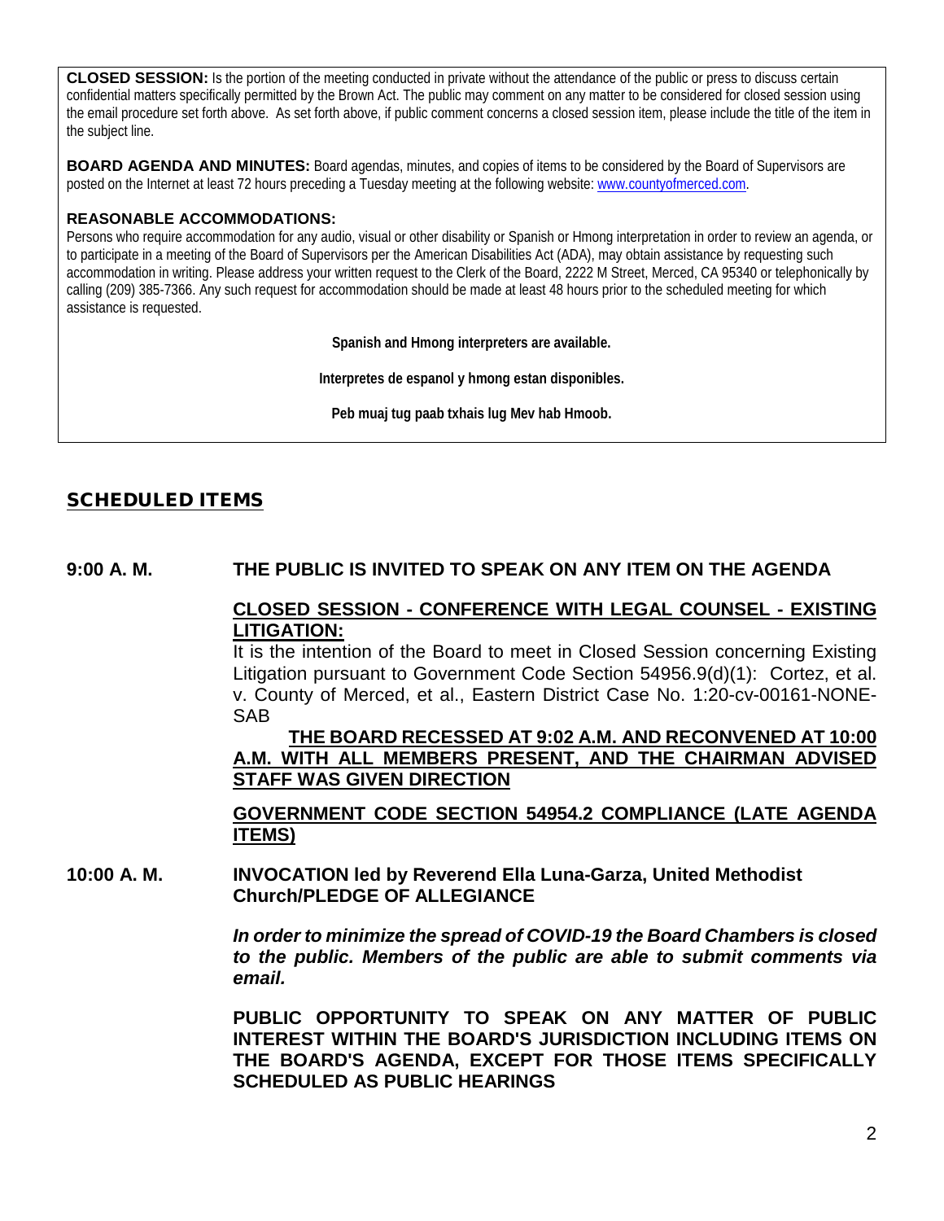**CLOSED SESSION:** Is the portion of the meeting conducted in private without the attendance of the public or press to discuss certain confidential matters specifically permitted by the Brown Act. The public may comment on any matter to be considered for closed session using the email procedure set forth above. As set forth above, if public comment concerns a closed session item, please include the title of the item in the subject line.

**BOARD AGENDA AND MINUTES:** Board agendas, minutes, and copies of items to be considered by the Board of Supervisors are posted on the Internet at least 72 hours preceding a Tuesday meeting at the following website: www.countyofmerced.com.

**REASONABLE ACCOMMODATIONS:**

Persons who require accommodation for any audio, visual or other disability or Spanish or Hmong interpretation in order to review an agenda, or to participate in a meeting of the Board of Supervisors per the American Disabilities Act (ADA), may obtain assistance by requesting such accommodation in writing. Please address your written request to the Clerk of the Board, 2222 M Street, Merced, CA 95340 or telephonically by calling (209) 385-7366. Any such request for accommodation should be made at least 48 hours prior to the scheduled meeting for which assistance is requested.

**Spanish and Hmong interpreters are available.**

**Interpretes de espanol y hmong estan disponibles.**

**Peb muaj tug paab txhais lug Mev hab Hmoob.**

## SCHEDULED ITEMS

**9:00 A. M. THE PUBLIC IS INVITED TO SPEAK ON ANY ITEM ON THE AGENDA**

**CLOSED SESSION - CONFERENCE WITH LEGAL COUNSEL - EXISTING LITIGATION:**

It is the intention of the Board to meet in Closed Session concerning Existing Litigation pursuant to Government Code Section 54956.9(d)(1): Cortez, et al. v. County of Merced, et al., Eastern District Case No. 1:20-cv-00161-NONE-SAB

**THE BOARD RECESSED AT 9:02 A.M. AND RECONVENED AT 10:00 A.M. WITH ALL MEMBERS PRESENT, AND THE CHAIRMAN ADVISED STAFF WAS GIVEN DIRECTION**

**GOVERNMENT CODE SECTION 54954.2 COMPLIANCE (LATE AGENDA ITEMS)**

**10:00 A. M. INVOCATION led by Reverend Ella Luna-Garza, United Methodist Church/PLEDGE OF ALLEGIANCE**

***In order to minimize the spread of COVID-19 the Board Chambers is closed to the public. Members of the public are able to submit comments via email.***

**PUBLIC OPPORTUNITY TO SPEAK ON ANY MATTER OF PUBLIC INTEREST WITHIN THE BOARD'S JURISDICTION INCLUDING ITEMS ON THE BOARD'S AGENDA, EXCEPT FOR THOSE ITEMS SPECIFICALLY SCHEDULED AS PUBLIC HEARINGS**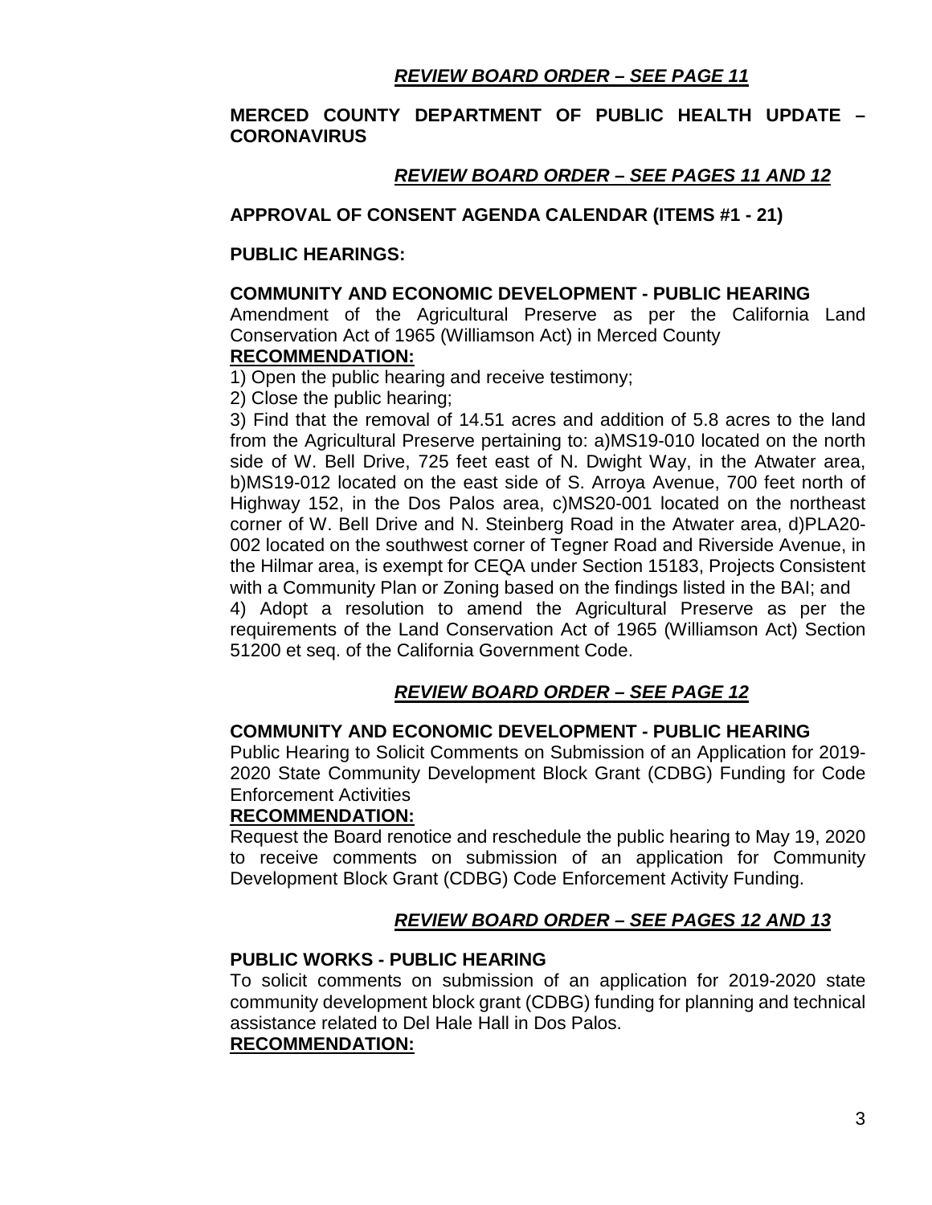***REVIEW BOARD ORDER – SEE PAGE 11***

**MERCED COUNTY DEPARTMENT OF PUBLIC HEALTH UPDATE – CORONAVIRUS**

***REVIEW BOARD ORDER – SEE PAGES 11 AND 12***

**APPROVAL OF CONSENT AGENDA CALENDAR (ITEMS #1 - 21)**

**PUBLIC HEARINGS:**

**COMMUNITY AND ECONOMIC DEVELOPMENT - PUBLIC HEARING**

Amendment of the Agricultural Preserve as per the California Land Conservation Act of 1965 (Williamson Act) in Merced County

**RECOMMENDATION:**

1) Open the public hearing and receive testimony;

2) Close the public hearing;

3) Find that the removal of 14.51 acres and addition of 5.8 acres to the land from the Agricultural Preserve pertaining to: a)MS19-010 located on the north side of W. Bell Drive, 725 feet east of N. Dwight Way, in the Atwater area, b)MS19-012 located on the east side of S. Arroya Avenue, 700 feet north of Highway 152, in the Dos Palos area, c)MS20-001 located on the northeast corner of W. Bell Drive and N. Steinberg Road in the Atwater area, d)PLA20-002 located on the southwest corner of Tegner Road and Riverside Avenue, in the Hilmar area, is exempt for CEQA under Section 15183, Projects Consistent with a Community Plan or Zoning based on the findings listed in the BAI; and

4) Adopt a resolution to amend the Agricultural Preserve as per the requirements of the Land Conservation Act of 1965 (Williamson Act) Section 51200 et seq. of the California Government Code.

***REVIEW BOARD ORDER – SEE PAGE 12***

**COMMUNITY AND ECONOMIC DEVELOPMENT - PUBLIC HEARING**

Public Hearing to Solicit Comments on Submission of an Application for 2019-2020 State Community Development Block Grant (CDBG) Funding for Code Enforcement Activities

**RECOMMENDATION:**

Request the Board renotice and reschedule the public hearing to May 19, 2020 to receive comments on submission of an application for Community Development Block Grant (CDBG) Code Enforcement Activity Funding.

***REVIEW BOARD ORDER – SEE PAGES 12 AND 13***

**PUBLIC WORKS - PUBLIC HEARING**

To solicit comments on submission of an application for 2019-2020 state community development block grant (CDBG) funding for planning and technical assistance related to Del Hale Hall in Dos Palos.

**RECOMMENDATION:**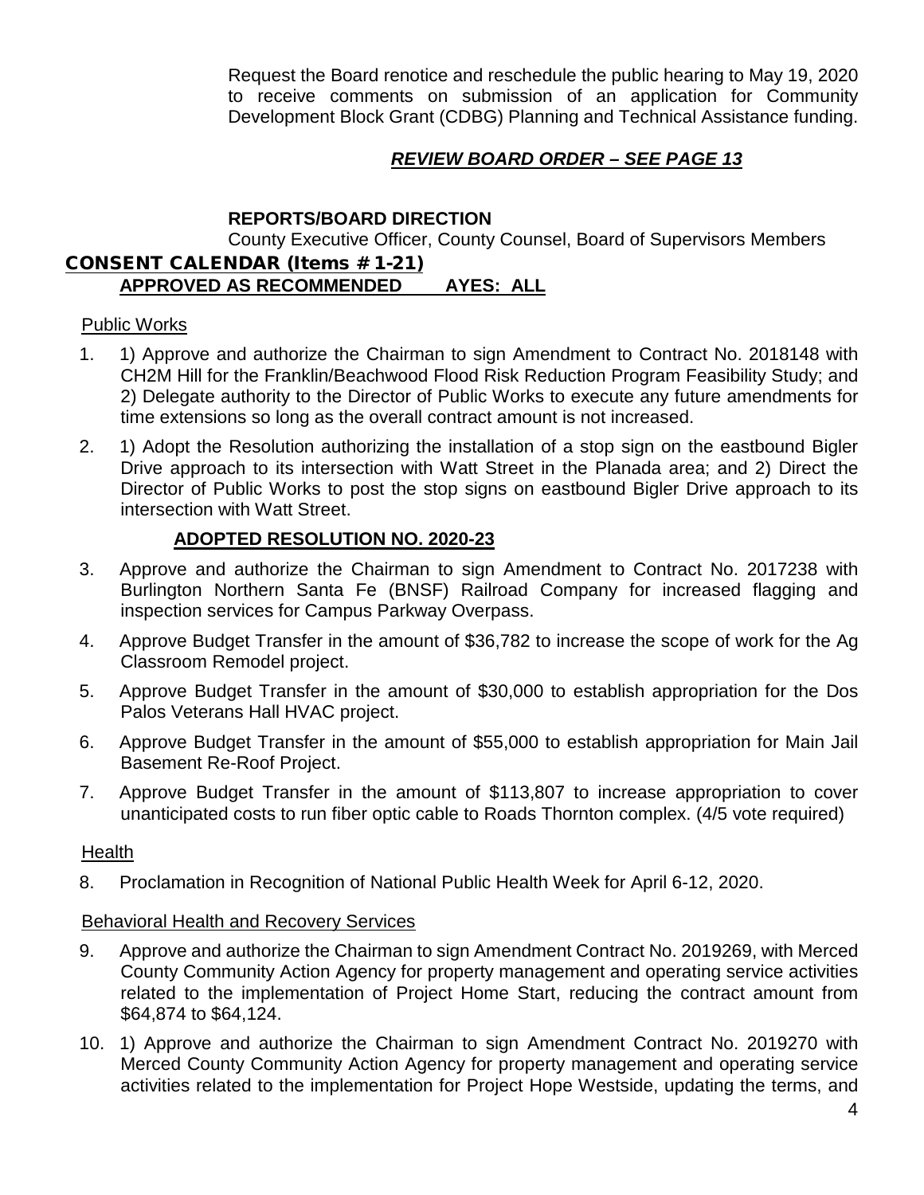Request the Board renotice and reschedule the public hearing to May 19, 2020 to receive comments on submission of an application for Community Development Block Grant (CDBG) Planning and Technical Assistance funding.

***REVIEW BOARD ORDER – SEE PAGE 13***

**REPORTS/BOARD DIRECTION**

County Executive Officer, County Counsel, Board of Supervisors Members

**CONSENT CALENDAR (Items # 1-21)**

**APPROVED AS RECOMMENDED AYES: ALL**

Public Works

1. 1) Approve and authorize the Chairman to sign Amendment to Contract No. 2018148 with CH2M Hill for the Franklin/Beachwood Flood Risk Reduction Program Feasibility Study; and 2) Delegate authority to the Director of Public Works to execute any future amendments for time extensions so long as the overall contract amount is not increased.

2. 1) Adopt the Resolution authorizing the installation of a stop sign on the eastbound Bigler Drive approach to its intersection with Watt Street in the Planada area; and 2) Direct the Director of Public Works to post the stop signs on eastbound Bigler Drive approach to its intersection with Watt Street.

   **ADOPTED RESOLUTION NO. 2020-23**

3. Approve and authorize the Chairman to sign Amendment to Contract No. 2017238 with Burlington Northern Santa Fe (BNSF) Railroad Company for increased flagging and inspection services for Campus Parkway Overpass.

4. Approve Budget Transfer in the amount of $36,782 to increase the scope of work for the Ag Classroom Remodel project.

5. Approve Budget Transfer in the amount of $30,000 to establish appropriation for the Dos Palos Veterans Hall HVAC project.

6. Approve Budget Transfer in the amount of $55,000 to establish appropriation for Main Jail Basement Re-Roof Project.

7. Approve Budget Transfer in the amount of $113,807 to increase appropriation to cover unanticipated costs to run fiber optic cable to Roads Thornton complex. (4/5 vote required)

Health

8. Proclamation in Recognition of National Public Health Week for April 6-12, 2020.

Behavioral Health and Recovery Services

9. Approve and authorize the Chairman to sign Amendment Contract No. 2019269, with Merced County Community Action Agency for property management and operating service activities related to the implementation of Project Home Start, reducing the contract amount from $64,874 to $64,124.

10. 1) Approve and authorize the Chairman to sign Amendment Contract No. 2019270 with Merced County Community Action Agency for property management and operating service activities related to the implementation for Project Hope Westside, updating the terms, and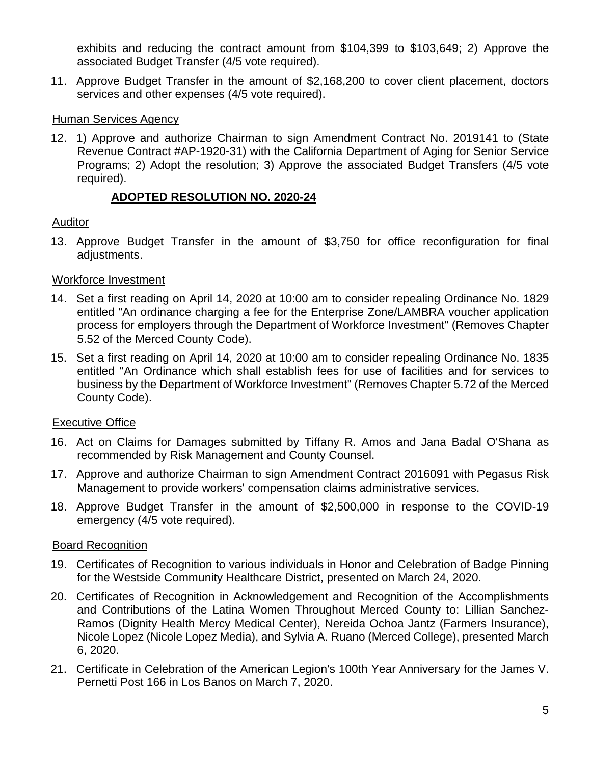exhibits and reducing the contract amount from $104,399 to $103,649; 2) Approve the associated Budget Transfer (4/5 vote required).

11. Approve Budget Transfer in the amount of $2,168,200 to cover client placement, doctors services and other expenses (4/5 vote required).

Human Services Agency

12. 1) Approve and authorize Chairman to sign Amendment Contract No. 2019141 to (State Revenue Contract #AP-1920-31) with the California Department of Aging for Senior Service Programs; 2) Adopt the resolution; 3) Approve the associated Budget Transfers (4/5 vote required).

    **ADOPTED RESOLUTION NO. 2020-24**

Auditor

13. Approve Budget Transfer in the amount of $3,750 for office reconfiguration for final adjustments.

Workforce Investment

14. Set a first reading on April 14, 2020 at 10:00 am to consider repealing Ordinance No. 1829 entitled "An ordinance charging a fee for the Enterprise Zone/LAMBRA voucher application process for employers through the Department of Workforce Investment" (Removes Chapter 5.52 of the Merced County Code).

15. Set a first reading on April 14, 2020 at 10:00 am to consider repealing Ordinance No. 1835 entitled "An Ordinance which shall establish fees for use of facilities and for services to business by the Department of Workforce Investment" (Removes Chapter 5.72 of the Merced County Code).

Executive Office

16. Act on Claims for Damages submitted by Tiffany R. Amos and Jana Badal O'Shana as recommended by Risk Management and County Counsel.

17. Approve and authorize Chairman to sign Amendment Contract 2016091 with Pegasus Risk Management to provide workers' compensation claims administrative services.

18. Approve Budget Transfer in the amount of $2,500,000 in response to the COVID-19 emergency (4/5 vote required).

Board Recognition

19. Certificates of Recognition to various individuals in Honor and Celebration of Badge Pinning for the Westside Community Healthcare District, presented on March 24, 2020.

20. Certificates of Recognition in Acknowledgement and Recognition of the Accomplishments and Contributions of the Latina Women Throughout Merced County to: Lillian Sanchez-Ramos (Dignity Health Mercy Medical Center), Nereida Ochoa Jantz (Farmers Insurance), Nicole Lopez (Nicole Lopez Media), and Sylvia A. Ruano (Merced College), presented March 6, 2020.

21. Certificate in Celebration of the American Legion's 100th Year Anniversary for the James V. Pernetti Post 166 in Los Banos on March 7, 2020.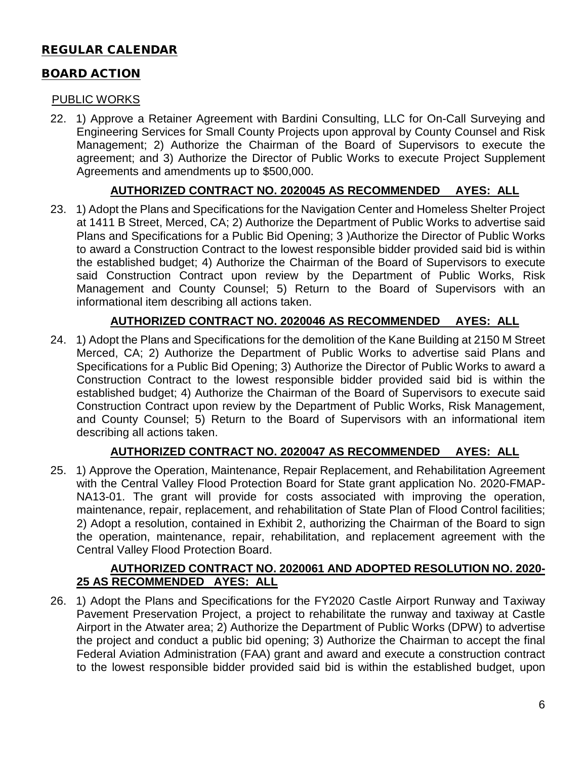## REGULAR CALENDAR

## BOARD ACTION

### PUBLIC WORKS

22. 1) Approve a Retainer Agreement with Bardini Consulting, LLC for On-Call Surveying and Engineering Services for Small County Projects upon approval by County Counsel and Risk Management; 2) Authorize the Chairman of the Board of Supervisors to execute the agreement; and 3) Authorize the Director of Public Works to execute Project Supplement Agreements and amendments up to $500,000.

    **AUTHORIZED CONTRACT NO. 2020045 AS RECOMMENDED AYES: ALL**

23. 1) Adopt the Plans and Specifications for the Navigation Center and Homeless Shelter Project at 1411 B Street, Merced, CA; 2) Authorize the Department of Public Works to advertise said Plans and Specifications for a Public Bid Opening; 3 )Authorize the Director of Public Works to award a Construction Contract to the lowest responsible bidder provided said bid is within the established budget; 4) Authorize the Chairman of the Board of Supervisors to execute said Construction Contract upon review by the Department of Public Works, Risk Management and County Counsel; 5) Return to the Board of Supervisors with an informational item describing all actions taken.

    **AUTHORIZED CONTRACT NO. 2020046 AS RECOMMENDED AYES: ALL**

24. 1) Adopt the Plans and Specifications for the demolition of the Kane Building at 2150 M Street Merced, CA; 2) Authorize the Department of Public Works to advertise said Plans and Specifications for a Public Bid Opening; 3) Authorize the Director of Public Works to award a Construction Contract to the lowest responsible bidder provided said bid is within the established budget; 4) Authorize the Chairman of the Board of Supervisors to execute said Construction Contract upon review by the Department of Public Works, Risk Management, and County Counsel; 5) Return to the Board of Supervisors with an informational item describing all actions taken.

    **AUTHORIZED CONTRACT NO. 2020047 AS RECOMMENDED AYES: ALL**

25. 1) Approve the Operation, Maintenance, Repair Replacement, and Rehabilitation Agreement with the Central Valley Flood Protection Board for State grant application No. 2020-FMAP-NA13-01. The grant will provide for costs associated with improving the operation, maintenance, repair, replacement, and rehabilitation of State Plan of Flood Control facilities; 2) Adopt a resolution, contained in Exhibit 2, authorizing the Chairman of the Board to sign the operation, maintenance, repair, rehabilitation, and replacement agreement with the Central Valley Flood Protection Board.

    **AUTHORIZED CONTRACT NO. 2020061 AND ADOPTED RESOLUTION NO. 2020-25 AS RECOMMENDED AYES: ALL**

26. 1) Adopt the Plans and Specifications for the FY2020 Castle Airport Runway and Taxiway Pavement Preservation Project, a project to rehabilitate the runway and taxiway at Castle Airport in the Atwater area; 2) Authorize the Department of Public Works (DPW) to advertise the project and conduct a public bid opening; 3) Authorize the Chairman to accept the final Federal Aviation Administration (FAA) grant and award and execute a construction contract to the lowest responsible bidder provided said bid is within the established budget, upon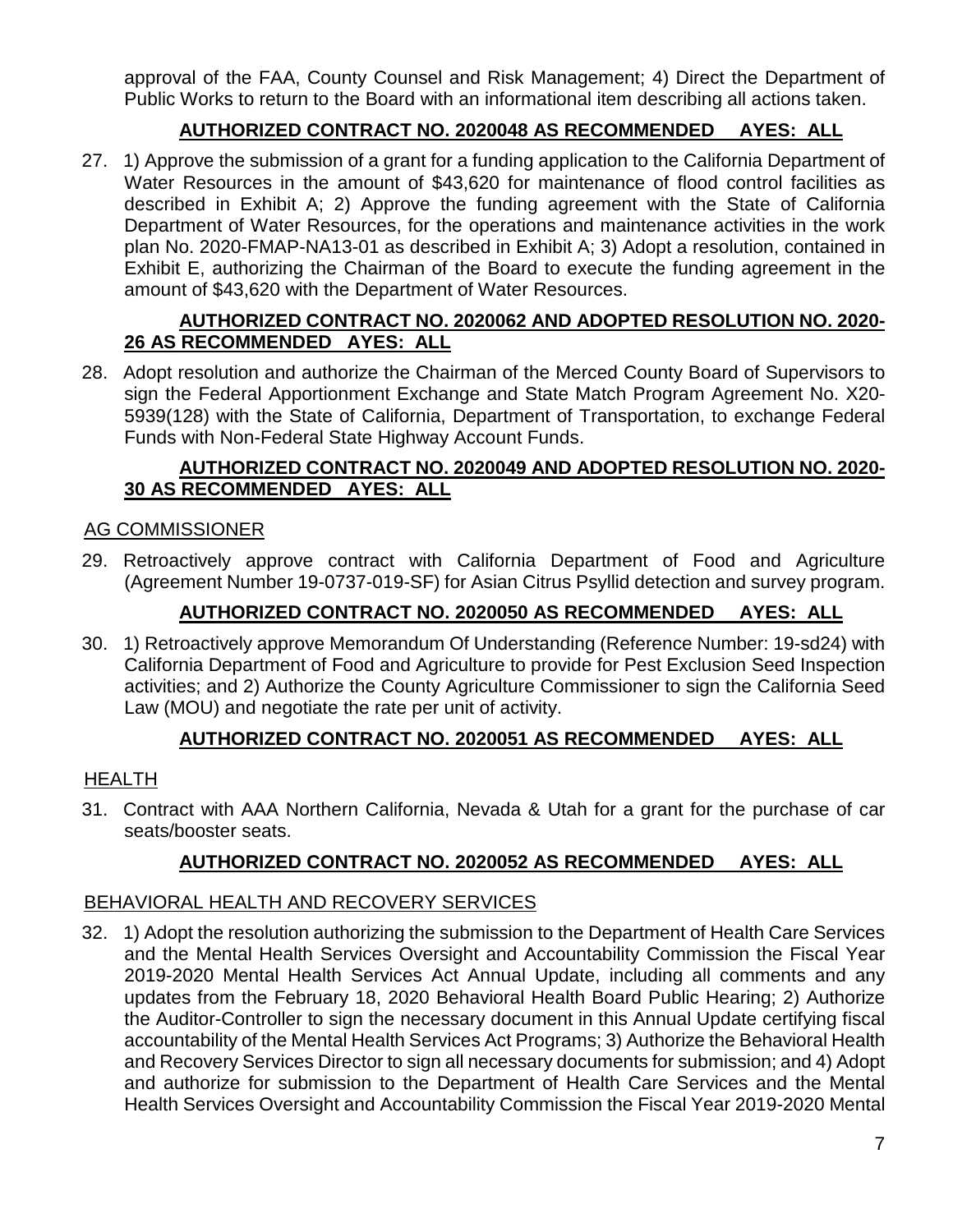approval of the FAA, County Counsel and Risk Management; 4) Direct the Department of Public Works to return to the Board with an informational item describing all actions taken.

**AUTHORIZED CONTRACT NO. 2020048 AS RECOMMENDED AYES: ALL**

27. 1) Approve the submission of a grant for a funding application to the California Department of Water Resources in the amount of $43,620 for maintenance of flood control facilities as described in Exhibit A; 2) Approve the funding agreement with the State of California Department of Water Resources, for the operations and maintenance activities in the work plan No. 2020-FMAP-NA13-01 as described in Exhibit A; 3) Adopt a resolution, contained in Exhibit E, authorizing the Chairman of the Board to execute the funding agreement in the amount of $43,620 with the Department of Water Resources.

**AUTHORIZED CONTRACT NO. 2020062 AND ADOPTED RESOLUTION NO. 2020-26 AS RECOMMENDED AYES: ALL**

28. Adopt resolution and authorize the Chairman of the Merced County Board of Supervisors to sign the Federal Apportionment Exchange and State Match Program Agreement No. X20-5939(128) with the State of California, Department of Transportation, to exchange Federal Funds with Non-Federal State Highway Account Funds.

**AUTHORIZED CONTRACT NO. 2020049 AND ADOPTED RESOLUTION NO. 2020-30 AS RECOMMENDED AYES: ALL**

## AG COMMISSIONER

29. Retroactively approve contract with California Department of Food and Agriculture (Agreement Number 19-0737-019-SF) for Asian Citrus Psyllid detection and survey program.

**AUTHORIZED CONTRACT NO. 2020050 AS RECOMMENDED AYES: ALL**

30. 1) Retroactively approve Memorandum Of Understanding (Reference Number: 19-sd24) with California Department of Food and Agriculture to provide for Pest Exclusion Seed Inspection activities; and 2) Authorize the County Agriculture Commissioner to sign the California Seed Law (MOU) and negotiate the rate per unit of activity.

**AUTHORIZED CONTRACT NO. 2020051 AS RECOMMENDED AYES: ALL**

## HEALTH

31. Contract with AAA Northern California, Nevada & Utah for a grant for the purchase of car seats/booster seats.

**AUTHORIZED CONTRACT NO. 2020052 AS RECOMMENDED AYES: ALL**

## BEHAVIORAL HEALTH AND RECOVERY SERVICES

32. 1) Adopt the resolution authorizing the submission to the Department of Health Care Services and the Mental Health Services Oversight and Accountability Commission the Fiscal Year 2019-2020 Mental Health Services Act Annual Update, including all comments and any updates from the February 18, 2020 Behavioral Health Board Public Hearing; 2) Authorize the Auditor-Controller to sign the necessary document in this Annual Update certifying fiscal accountability of the Mental Health Services Act Programs; 3) Authorize the Behavioral Health and Recovery Services Director to sign all necessary documents for submission; and 4) Adopt and authorize for submission to the Department of Health Care Services and the Mental Health Services Oversight and Accountability Commission the Fiscal Year 2019-2020 Mental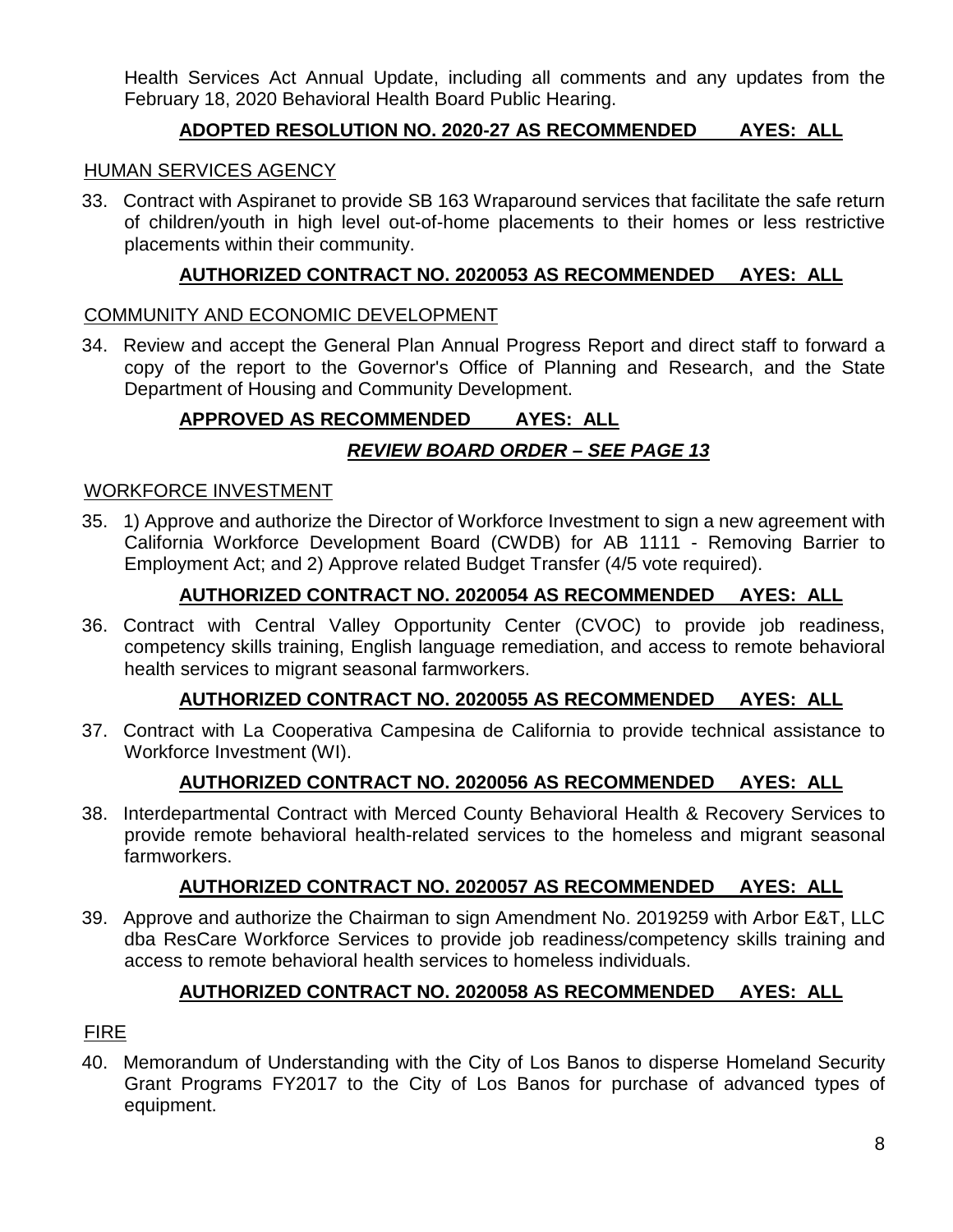Health Services Act Annual Update, including all comments and any updates from the February 18, 2020 Behavioral Health Board Public Hearing.

**ADOPTED RESOLUTION NO. 2020-27 AS RECOMMENDED AYES: ALL**

HUMAN SERVICES AGENCY

33. Contract with Aspiranet to provide SB 163 Wraparound services that facilitate the safe return of children/youth in high level out-of-home placements to their homes or less restrictive placements within their community.

**AUTHORIZED CONTRACT NO. 2020053 AS RECOMMENDED AYES: ALL**

COMMUNITY AND ECONOMIC DEVELOPMENT

34. Review and accept the General Plan Annual Progress Report and direct staff to forward a copy of the report to the Governor's Office of Planning and Research, and the State Department of Housing and Community Development.

**APPROVED AS RECOMMENDED AYES: ALL**

***REVIEW BOARD ORDER – SEE PAGE 13***

WORKFORCE INVESTMENT

35. 1) Approve and authorize the Director of Workforce Investment to sign a new agreement with California Workforce Development Board (CWDB) for AB 1111 - Removing Barrier to Employment Act; and 2) Approve related Budget Transfer (4/5 vote required).

**AUTHORIZED CONTRACT NO. 2020054 AS RECOMMENDED AYES: ALL**

36. Contract with Central Valley Opportunity Center (CVOC) to provide job readiness, competency skills training, English language remediation, and access to remote behavioral health services to migrant seasonal farmworkers.

**AUTHORIZED CONTRACT NO. 2020055 AS RECOMMENDED AYES: ALL**

37. Contract with La Cooperativa Campesina de California to provide technical assistance to Workforce Investment (WI).

**AUTHORIZED CONTRACT NO. 2020056 AS RECOMMENDED AYES: ALL**

38. Interdepartmental Contract with Merced County Behavioral Health & Recovery Services to provide remote behavioral health-related services to the homeless and migrant seasonal farmworkers.

**AUTHORIZED CONTRACT NO. 2020057 AS RECOMMENDED AYES: ALL**

39. Approve and authorize the Chairman to sign Amendment No. 2019259 with Arbor E&T, LLC dba ResCare Workforce Services to provide job readiness/competency skills training and access to remote behavioral health services to homeless individuals.

**AUTHORIZED CONTRACT NO. 2020058 AS RECOMMENDED AYES: ALL**

FIRE

40. Memorandum of Understanding with the City of Los Banos to disperse Homeland Security Grant Programs FY2017 to the City of Los Banos for purchase of advanced types of equipment.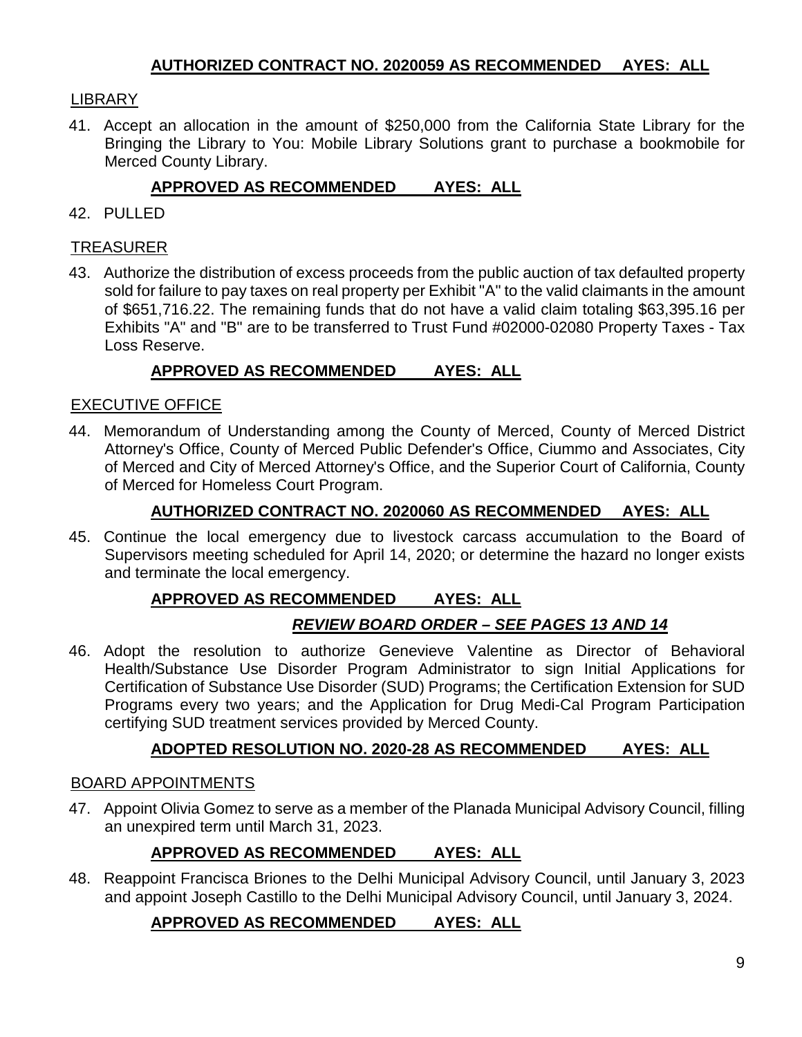**AUTHORIZED CONTRACT NO. 2020059 AS RECOMMENDED AYES: ALL**

LIBRARY

41. Accept an allocation in the amount of $250,000 from the California State Library for the Bringing the Library to You: Mobile Library Solutions grant to purchase a bookmobile for Merced County Library.

    **APPROVED AS RECOMMENDED AYES: ALL**

42. PULLED

TREASURER

43. Authorize the distribution of excess proceeds from the public auction of tax defaulted property sold for failure to pay taxes on real property per Exhibit "A" to the valid claimants in the amount of $651,716.22. The remaining funds that do not have a valid claim totaling $63,395.16 per Exhibits "A" and "B" are to be transferred to Trust Fund #02000-02080 Property Taxes - Tax Loss Reserve.

    **APPROVED AS RECOMMENDED AYES: ALL**

EXECUTIVE OFFICE

44. Memorandum of Understanding among the County of Merced, County of Merced District Attorney's Office, County of Merced Public Defender's Office, Ciummo and Associates, City of Merced and City of Merced Attorney's Office, and the Superior Court of California, County of Merced for Homeless Court Program.

    **AUTHORIZED CONTRACT NO. 2020060 AS RECOMMENDED AYES: ALL**

45. Continue the local emergency due to livestock carcass accumulation to the Board of Supervisors meeting scheduled for April 14, 2020; or determine the hazard no longer exists and terminate the local emergency.

    **APPROVED AS RECOMMENDED AYES: ALL**

    ***REVIEW BOARD ORDER – SEE PAGES 13 AND 14***

46. Adopt the resolution to authorize Genevieve Valentine as Director of Behavioral Health/Substance Use Disorder Program Administrator to sign Initial Applications for Certification of Substance Use Disorder (SUD) Programs; the Certification Extension for SUD Programs every two years; and the Application for Drug Medi-Cal Program Participation certifying SUD treatment services provided by Merced County.

    **ADOPTED RESOLUTION NO. 2020-28 AS RECOMMENDED AYES: ALL**

BOARD APPOINTMENTS

47. Appoint Olivia Gomez to serve as a member of the Planada Municipal Advisory Council, filling an unexpired term until March 31, 2023.

    **APPROVED AS RECOMMENDED AYES: ALL**

48. Reappoint Francisca Briones to the Delhi Municipal Advisory Council, until January 3, 2023 and appoint Joseph Castillo to the Delhi Municipal Advisory Council, until January 3, 2024.

    **APPROVED AS RECOMMENDED AYES: ALL**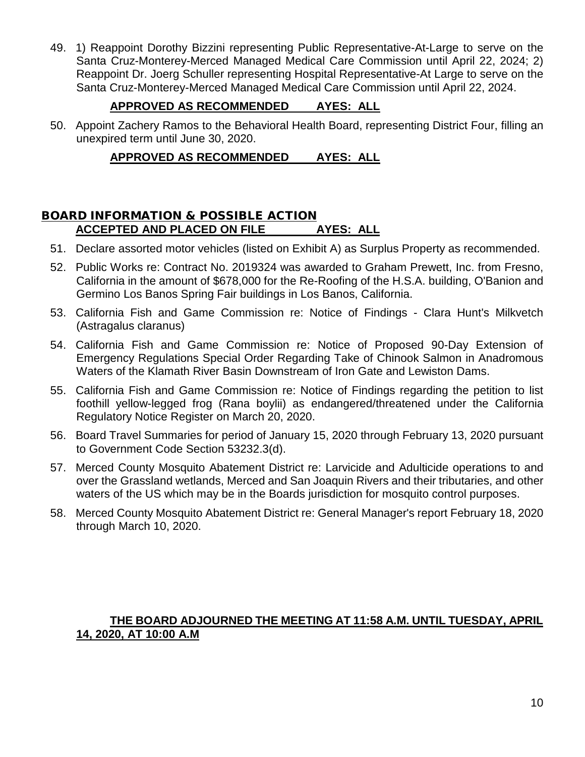49. 1) Reappoint Dorothy Bizzini representing Public Representative-At-Large to serve on the Santa Cruz-Monterey-Merced Managed Medical Care Commission until April 22, 2024; 2) Reappoint Dr. Joerg Schuller representing Hospital Representative-At Large to serve on the Santa Cruz-Monterey-Merced Managed Medical Care Commission until April 22, 2024.

    **APPROVED AS RECOMMENDED AYES: ALL**

50. Appoint Zachery Ramos to the Behavioral Health Board, representing District Four, filling an unexpired term until June 30, 2020.

    **APPROVED AS RECOMMENDED AYES: ALL**

## BOARD INFORMATION & POSSIBLE ACTION

**ACCEPTED AND PLACED ON FILE AYES: ALL**

51. Declare assorted motor vehicles (listed on Exhibit A) as Surplus Property as recommended.
52. Public Works re: Contract No. 2019324 was awarded to Graham Prewett, Inc. from Fresno, California in the amount of $678,000 for the Re-Roofing of the H.S.A. building, O'Banion and Germino Los Banos Spring Fair buildings in Los Banos, California.
53. California Fish and Game Commission re: Notice of Findings - Clara Hunt's Milkvetch (Astragalus claranus)
54. California Fish and Game Commission re: Notice of Proposed 90-Day Extension of Emergency Regulations Special Order Regarding Take of Chinook Salmon in Anadromous Waters of the Klamath River Basin Downstream of Iron Gate and Lewiston Dams.
55. California Fish and Game Commission re: Notice of Findings regarding the petition to list foothill yellow-legged frog (Rana boylii) as endangered/threatened under the California Regulatory Notice Register on March 20, 2020.
56. Board Travel Summaries for period of January 15, 2020 through February 13, 2020 pursuant to Government Code Section 53232.3(d).
57. Merced County Mosquito Abatement District re: Larvicide and Adulticide operations to and over the Grassland wetlands, Merced and San Joaquin Rivers and their tributaries, and other waters of the US which may be in the Boards jurisdiction for mosquito control purposes.
58. Merced County Mosquito Abatement District re: General Manager's report February 18, 2020 through March 10, 2020.

**THE BOARD ADJOURNED THE MEETING AT 11:58 A.M. UNTIL TUESDAY, APRIL 14, 2020, AT 10:00 A.M**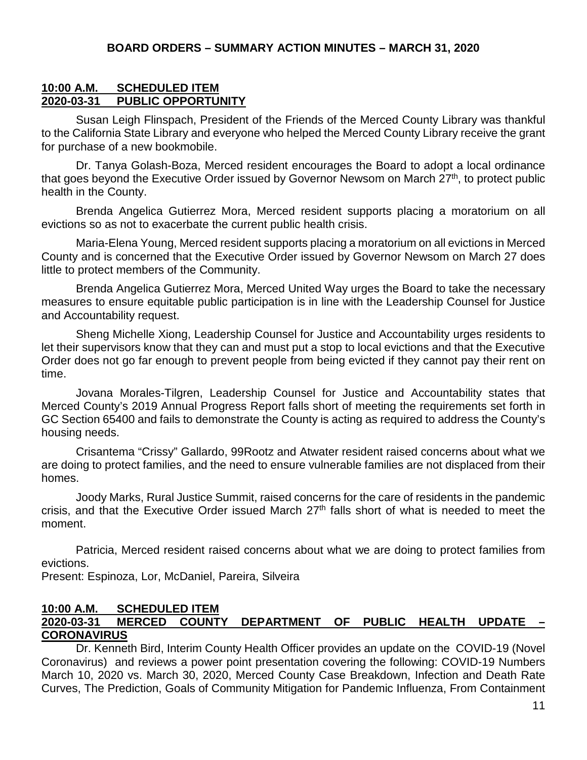**BOARD ORDERS – SUMMARY ACTION MINUTES – MARCH 31, 2020**

**10:00 A.M. SCHEDULED ITEM**
**2020-03-31 PUBLIC OPPORTUNITY**

Susan Leigh Flinspach, President of the Friends of the Merced County Library was thankful to the California State Library and everyone who helped the Merced County Library receive the grant for purchase of a new bookmobile.

Dr. Tanya Golash-Boza, Merced resident encourages the Board to adopt a local ordinance that goes beyond the Executive Order issued by Governor Newsom on March 27th, to protect public health in the County.

Brenda Angelica Gutierrez Mora, Merced resident supports placing a moratorium on all evictions so as not to exacerbate the current public health crisis.

Maria-Elena Young, Merced resident supports placing a moratorium on all evictions in Merced County and is concerned that the Executive Order issued by Governor Newsom on March 27 does little to protect members of the Community.

Brenda Angelica Gutierrez Mora, Merced United Way urges the Board to take the necessary measures to ensure equitable public participation is in line with the Leadership Counsel for Justice and Accountability request.

Sheng Michelle Xiong, Leadership Counsel for Justice and Accountability urges residents to let their supervisors know that they can and must put a stop to local evictions and that the Executive Order does not go far enough to prevent people from being evicted if they cannot pay their rent on time.

Jovana Morales-Tilgren, Leadership Counsel for Justice and Accountability states that Merced County's 2019 Annual Progress Report falls short of meeting the requirements set forth in GC Section 65400 and fails to demonstrate the County is acting as required to address the County's housing needs.

Crisantema "Crissy" Gallardo, 99Rootz and Atwater resident raised concerns about what we are doing to protect families, and the need to ensure vulnerable families are not displaced from their homes.

Joody Marks, Rural Justice Summit, raised concerns for the care of residents in the pandemic crisis, and that the Executive Order issued March 27th falls short of what is needed to meet the moment.

Patricia, Merced resident raised concerns about what we are doing to protect families from evictions.

Present: Espinoza, Lor, McDaniel, Pareira, Silveira

**10:00 A.M. SCHEDULED ITEM**
**2020-03-31 MERCED COUNTY DEPARTMENT OF PUBLIC HEALTH UPDATE – CORONAVIRUS**

Dr. Kenneth Bird, Interim County Health Officer provides an update on the COVID-19 (Novel Coronavirus) and reviews a power point presentation covering the following: COVID-19 Numbers March 10, 2020 vs. March 30, 2020, Merced County Case Breakdown, Infection and Death Rate Curves, The Prediction, Goals of Community Mitigation for Pandemic Influenza, From Containment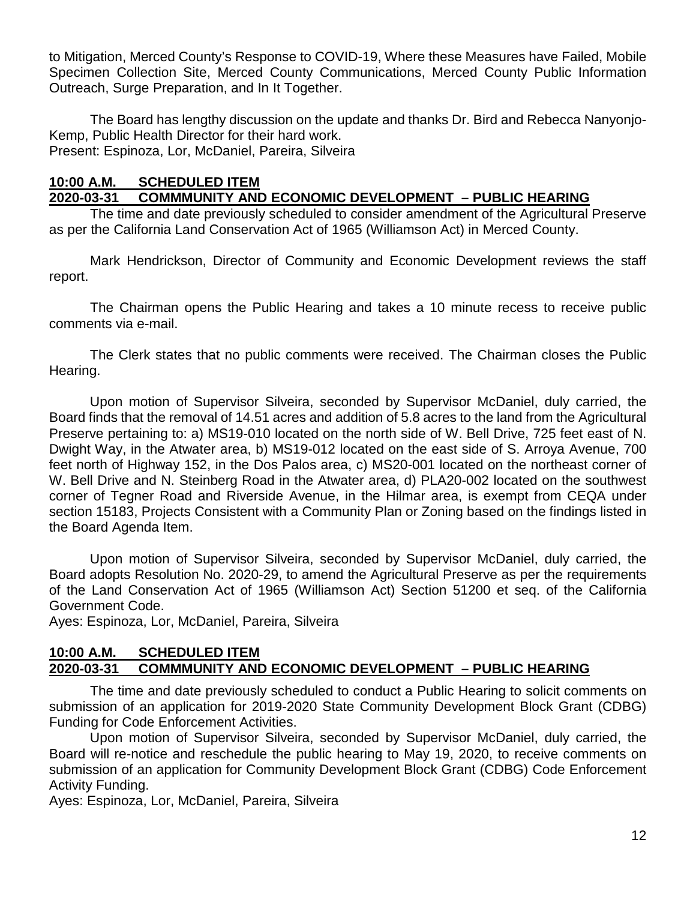to Mitigation, Merced County's Response to COVID-19, Where these Measures have Failed, Mobile Specimen Collection Site, Merced County Communications, Merced County Public Information Outreach, Surge Preparation, and In It Together.

The Board has lengthy discussion on the update and thanks Dr. Bird and Rebecca Nanyonjo-Kemp, Public Health Director for their hard work.
Present: Espinoza, Lor, McDaniel, Pareira, Silveira

**10:00 A.M. SCHEDULED ITEM**
**2020-03-31 COMMMUNITY AND ECONOMIC DEVELOPMENT – PUBLIC HEARING**

The time and date previously scheduled to consider amendment of the Agricultural Preserve as per the California Land Conservation Act of 1965 (Williamson Act) in Merced County.

Mark Hendrickson, Director of Community and Economic Development reviews the staff report.

The Chairman opens the Public Hearing and takes a 10 minute recess to receive public comments via e-mail.

The Clerk states that no public comments were received. The Chairman closes the Public Hearing.

Upon motion of Supervisor Silveira, seconded by Supervisor McDaniel, duly carried, the Board finds that the removal of 14.51 acres and addition of 5.8 acres to the land from the Agricultural Preserve pertaining to: a) MS19-010 located on the north side of W. Bell Drive, 725 feet east of N. Dwight Way, in the Atwater area, b) MS19-012 located on the east side of S. Arroya Avenue, 700 feet north of Highway 152, in the Dos Palos area, c) MS20-001 located on the northeast corner of W. Bell Drive and N. Steinberg Road in the Atwater area, d) PLA20-002 located on the southwest corner of Tegner Road and Riverside Avenue, in the Hilmar area, is exempt from CEQA under section 15183, Projects Consistent with a Community Plan or Zoning based on the findings listed in the Board Agenda Item.

Upon motion of Supervisor Silveira, seconded by Supervisor McDaniel, duly carried, the Board adopts Resolution No. 2020-29, to amend the Agricultural Preserve as per the requirements of the Land Conservation Act of 1965 (Williamson Act) Section 51200 et seq. of the California Government Code.
Ayes: Espinoza, Lor, McDaniel, Pareira, Silveira

**10:00 A.M. SCHEDULED ITEM**
**2020-03-31 COMMMUNITY AND ECONOMIC DEVELOPMENT – PUBLIC HEARING**

The time and date previously scheduled to conduct a Public Hearing to solicit comments on submission of an application for 2019-2020 State Community Development Block Grant (CDBG) Funding for Code Enforcement Activities.

Upon motion of Supervisor Silveira, seconded by Supervisor McDaniel, duly carried, the Board will re-notice and reschedule the public hearing to May 19, 2020, to receive comments on submission of an application for Community Development Block Grant (CDBG) Code Enforcement Activity Funding.
Ayes: Espinoza, Lor, McDaniel, Pareira, Silveira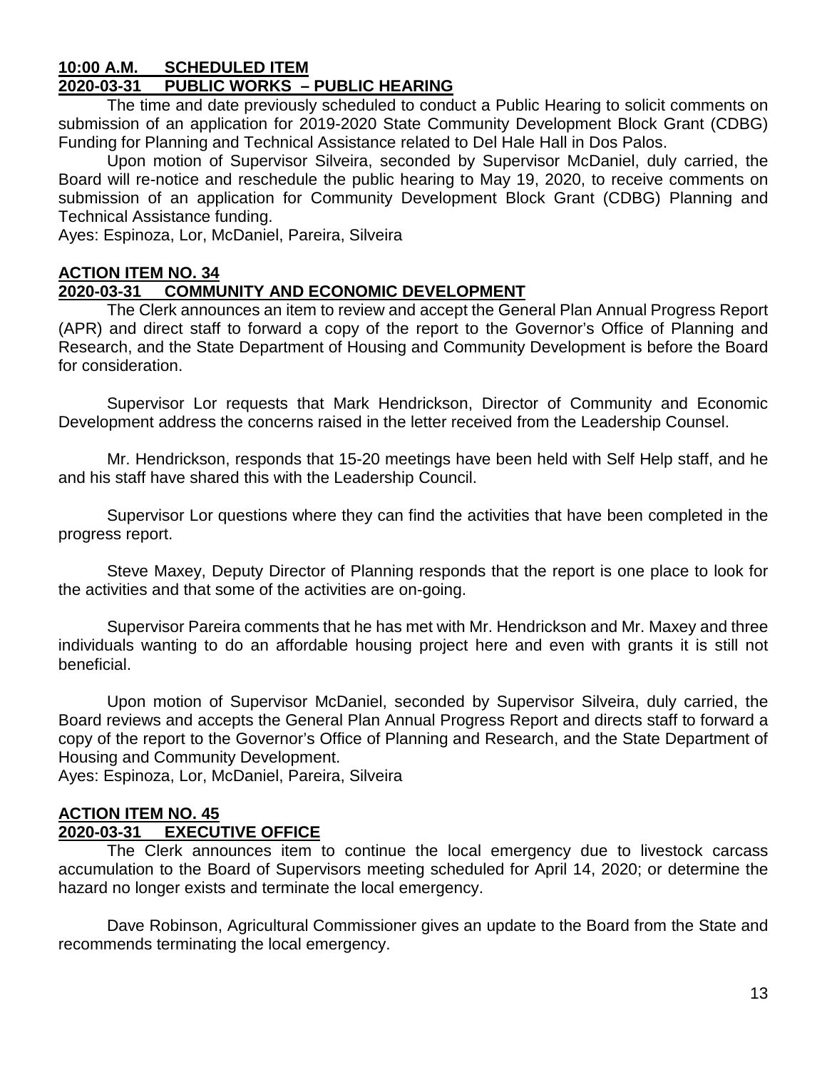**10:00 A.M. SCHEDULED ITEM**
**2020-03-31 PUBLIC WORKS – PUBLIC HEARING**

The time and date previously scheduled to conduct a Public Hearing to solicit comments on submission of an application for 2019-2020 State Community Development Block Grant (CDBG) Funding for Planning and Technical Assistance related to Del Hale Hall in Dos Palos.

Upon motion of Supervisor Silveira, seconded by Supervisor McDaniel, duly carried, the Board will re-notice and reschedule the public hearing to May 19, 2020, to receive comments on submission of an application for Community Development Block Grant (CDBG) Planning and Technical Assistance funding.
Ayes: Espinoza, Lor, McDaniel, Pareira, Silveira

**ACTION ITEM NO. 34**
**2020-03-31 COMMUNITY AND ECONOMIC DEVELOPMENT**

The Clerk announces an item to review and accept the General Plan Annual Progress Report (APR) and direct staff to forward a copy of the report to the Governor's Office of Planning and Research, and the State Department of Housing and Community Development is before the Board for consideration.

Supervisor Lor requests that Mark Hendrickson, Director of Community and Economic Development address the concerns raised in the letter received from the Leadership Counsel.

Mr. Hendrickson, responds that 15-20 meetings have been held with Self Help staff, and he and his staff have shared this with the Leadership Council.

Supervisor Lor questions where they can find the activities that have been completed in the progress report.

Steve Maxey, Deputy Director of Planning responds that the report is one place to look for the activities and that some of the activities are on-going.

Supervisor Pareira comments that he has met with Mr. Hendrickson and Mr. Maxey and three individuals wanting to do an affordable housing project here and even with grants it is still not beneficial.

Upon motion of Supervisor McDaniel, seconded by Supervisor Silveira, duly carried, the Board reviews and accepts the General Plan Annual Progress Report and directs staff to forward a copy of the report to the Governor's Office of Planning and Research, and the State Department of Housing and Community Development.
Ayes: Espinoza, Lor, McDaniel, Pareira, Silveira

**ACTION ITEM NO. 45**
**2020-03-31 EXECUTIVE OFFICE**

The Clerk announces item to continue the local emergency due to livestock carcass accumulation to the Board of Supervisors meeting scheduled for April 14, 2020; or determine the hazard no longer exists and terminate the local emergency.

Dave Robinson, Agricultural Commissioner gives an update to the Board from the State and recommends terminating the local emergency.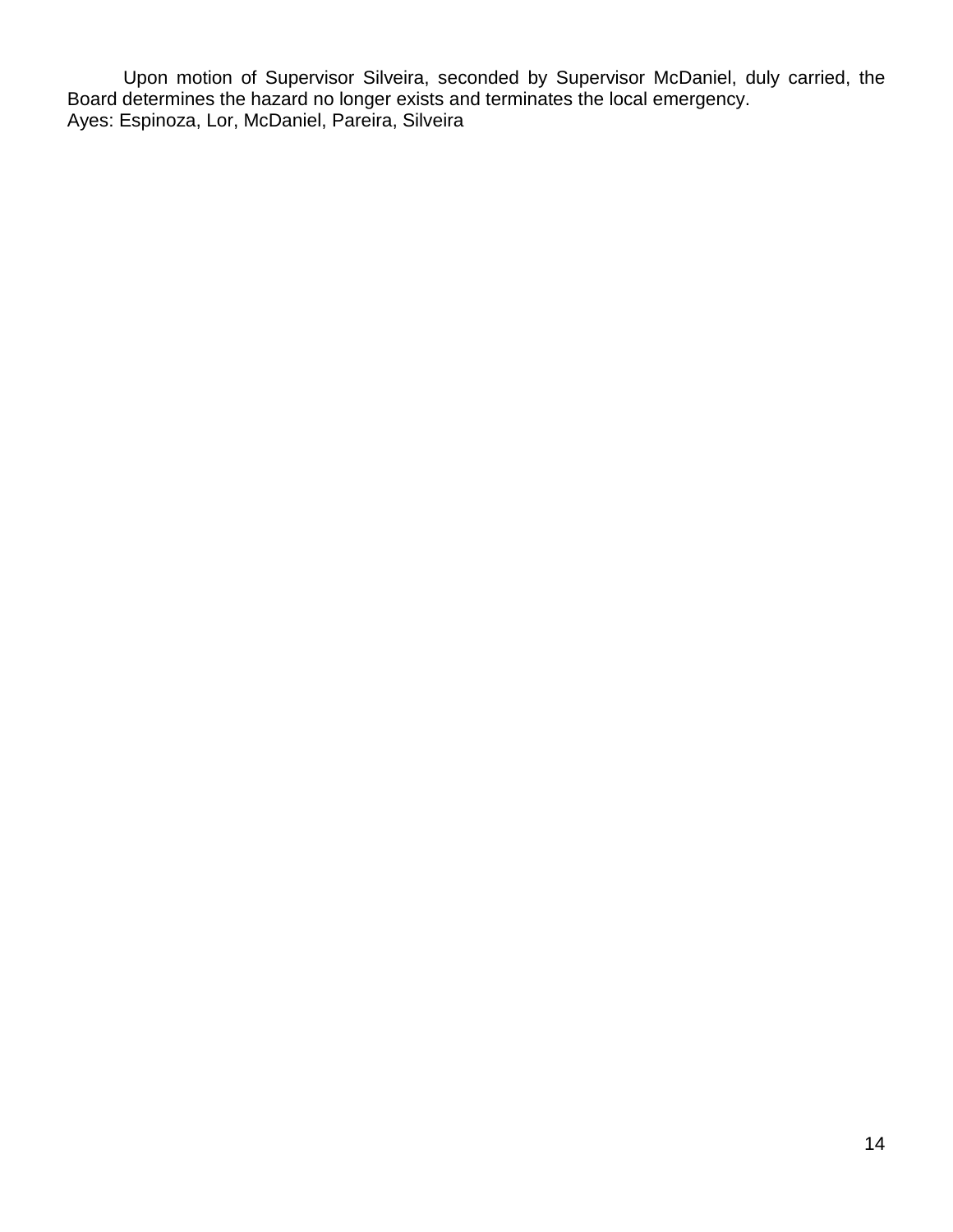Upon motion of Supervisor Silveira, seconded by Supervisor McDaniel, duly carried, the Board determines the hazard no longer exists and terminates the local emergency.
Ayes: Espinoza, Lor, McDaniel, Pareira, Silveira